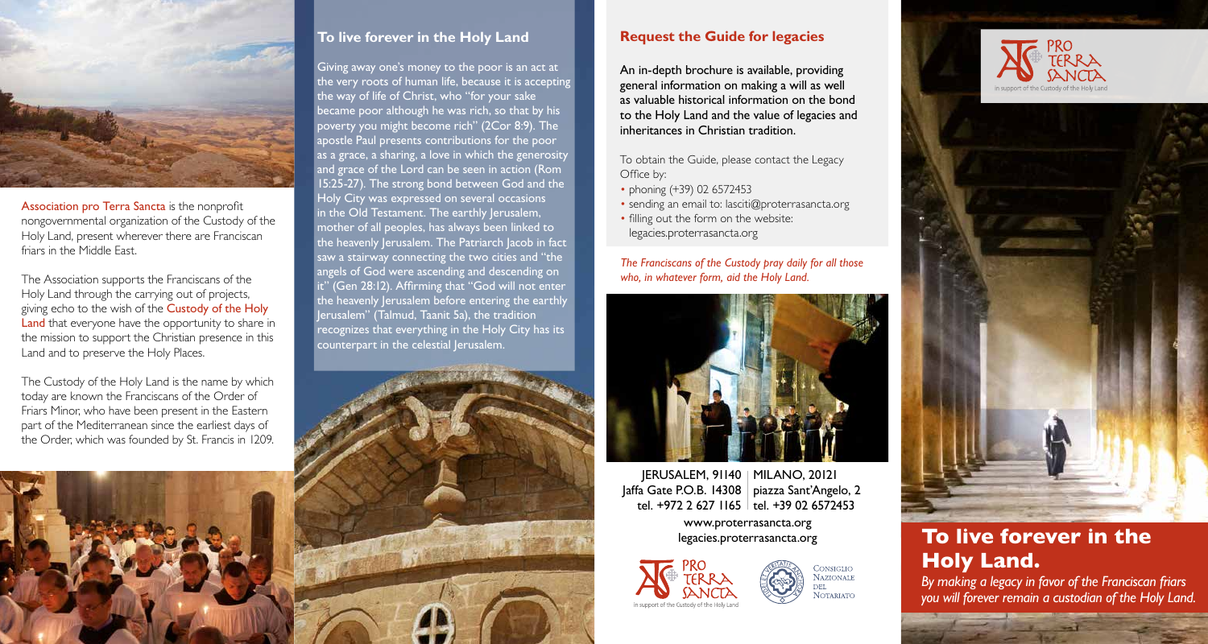Association pro Terra Sancta is the nonprofit nongovernmental organization of the Custody of the Holy Land, present wherever there are Franciscan friars in the Middle East.

The Association supports the Franciscans of the Holy Land through the carrying out of projects, giving echo to the wish of the Custody of the Holy Land that everyone have the opportunity to share in the mission to support the Christian presence in this Land and to preserve the Holy Places.

The Custody of the Holy Land is the name by which today are known the Franciscans of the Order of Friars Minor, who have been present in the Eastern part of the Mediterranean since the earliest days of the Order, which was founded by St. Francis in 1209.

## To live forever in the Holy Land

Giving away one's money to the poor is an act at the very roots of human life, because it is accepting the way of life of Christ, who "for your sake became poor although he was rich, so that by his poverty you might become rich" (2Cor 8:9). The apostle Paul presents contributions for the poor as a grace, a sharing, a love in which the generosity and grace of the Lord can be seen in action (Rom 15:25-27). The strong bond between God and the Holy City was expressed on several occasions in the Old Testament. The earthly Jerusalem, mother of all peoples, has always been linked to the heavenly Jerusalem. The Patriarch Jacob in fact saw a stairway connecting the two cities and "the angels of God were ascending and descending on it" (Gen 28:12). Affirming that "God will not enter the heavenly Jerusalem before entering the earthly Jerusalem" (Talmud, Taanit 5a), the tradition recognizes that everything in the Holy City has its counterpart in the celestial Jerusalem.

## Request the Guide for legacies

An in-depth brochure is available, providing general information on making a will as well as valuable historical information on the bond to the Holy Land and the value of legacies and inheritances in Christian tradition.

To obtain the Guide, please contact the Legacy Office by:

- phoning (+39) 02 6572453
- sending an email to: lasciti@proterrasancta.org
- filling out the form on the website: legacies.proterrasancta.org

*The Franciscans of the Custody pray daily for all those who, in whatever form, aid the Holy Land.*

JERUSALEM, 91140
Jaffa Gate P.O.B. 14308
tel. +972 2 627 1165

MILANO, 20121
piazza Sant'Angelo, 2
tel. +39 02 6572453

www.proterrasancta.org
legacies.proterrasancta.org

PRO TERRA SANCTA – in support of the Custody of the Holy Land

Consiglio Nazionale del Notariato

# To live forever in the Holy Land.

*By making a legacy in favor of the Franciscan friars you will forever remain a custodian of the Holy Land.*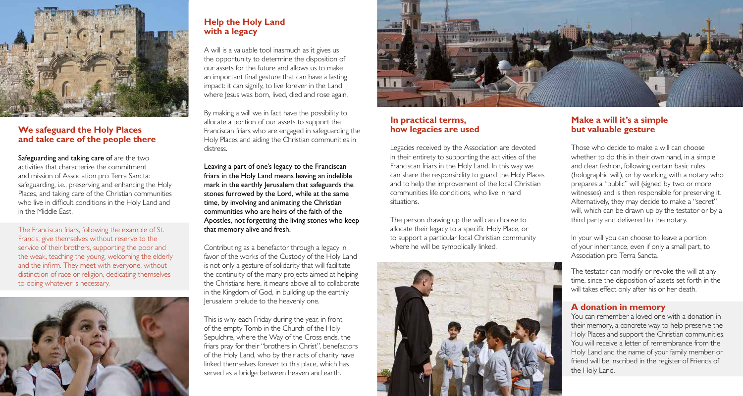## We safeguard the Holy Places and take care of the people there

**Safeguarding and taking care of** are the two activities that characterize the commitment and mission of Association pro Terra Sancta: safeguarding, i.e., preserving and enhancing the Holy Places, and taking care of the Christian communities who live in difficult conditions in the Holy Land and in the Middle East.

The Franciscan friars, following the example of St. Francis, give themselves without reserve to the service of their brothers, supporting the poor and the weak, teaching the young, welcoming the elderly and the infirm. They meet with everyone, without distinction of race or religion, dedicating themselves to doing whatever is necessary.

## Help the Holy Land with a legacy

A will is a valuable tool inasmuch as it gives us the opportunity to determine the disposition of our assets for the future and allows us to make an important final gesture that can have a lasting impact: it can signify, to live forever in the Land where Jesus was born, lived, died and rose again.

By making a will we in fact have the possibility to allocate a portion of our assets to support the Franciscan friars who are engaged in safeguarding the Holy Places and aiding the Christian communities in distress.

**Leaving a part of one's legacy to the Franciscan friars in the Holy Land means leaving an indelible mark in the earthly Jerusalem that safeguards the stones furrowed by the Lord, while at the same time, by involving and animating the Christian communities who are heirs of the faith of the Apostles, not forgetting the living stones who keep that memory alive and fresh.**

Contributing as a benefactor through a legacy in favor of the works of the Custody of the Holy Land is not only a gesture of solidarity that will facilitate the continuity of the many projects aimed at helping the Christians here, it means above all to collaborate in the Kingdom of God, in building up the earthly Jerusalem prelude to the heavenly one.

This is why each Friday during the year, in front of the empty Tomb in the Church of the Holy Sepulchre, where the Way of the Cross ends, the friars pray for their "brothers in Christ", benefactors of the Holy Land, who by their acts of charity have linked themselves forever to this place, which has served as a bridge between heaven and earth.

## In practical terms, how legacies are used

Legacies received by the Association are devoted in their entirety to supporting the activities of the Franciscan friars in the Holy Land. In this way we can share the responsibility to guard the Holy Places and to help the improvement of the local Christian communities life conditions, who live in hard situations.

The person drawing up the will can choose to allocate their legacy to a specific Holy Place, or to support a particular local Christian community where he will be symbolically linked.

## Make a will it's a simple but valuable gesture

Those who decide to make a will can choose whether to do this in their own hand, in a simple and clear fashion, following certain basic rules (holographic will), or by working with a notary who prepares a "public" will (signed by two or more witnesses) and is then responsible for preserving it. Alternatively, they may decide to make a "secret" will, which can be drawn up by the testator or by a third party and delivered to the notary.

In your will you can choose to leave a portion of your inheritance, even if only a small part, to Association pro Terra Sancta.

The testator can modify or revoke the will at any time, since the disposition of assets set forth in the will takes effect only after his or her death.

## A donation in memory

You can remember a loved one with a donation in their memory, a concrete way to help preserve the Holy Places and support the Christian communities. You will receive a letter of remembrance from the Holy Land and the name of your family member or friend will be inscribed in the register of Friends of the Holy Land.